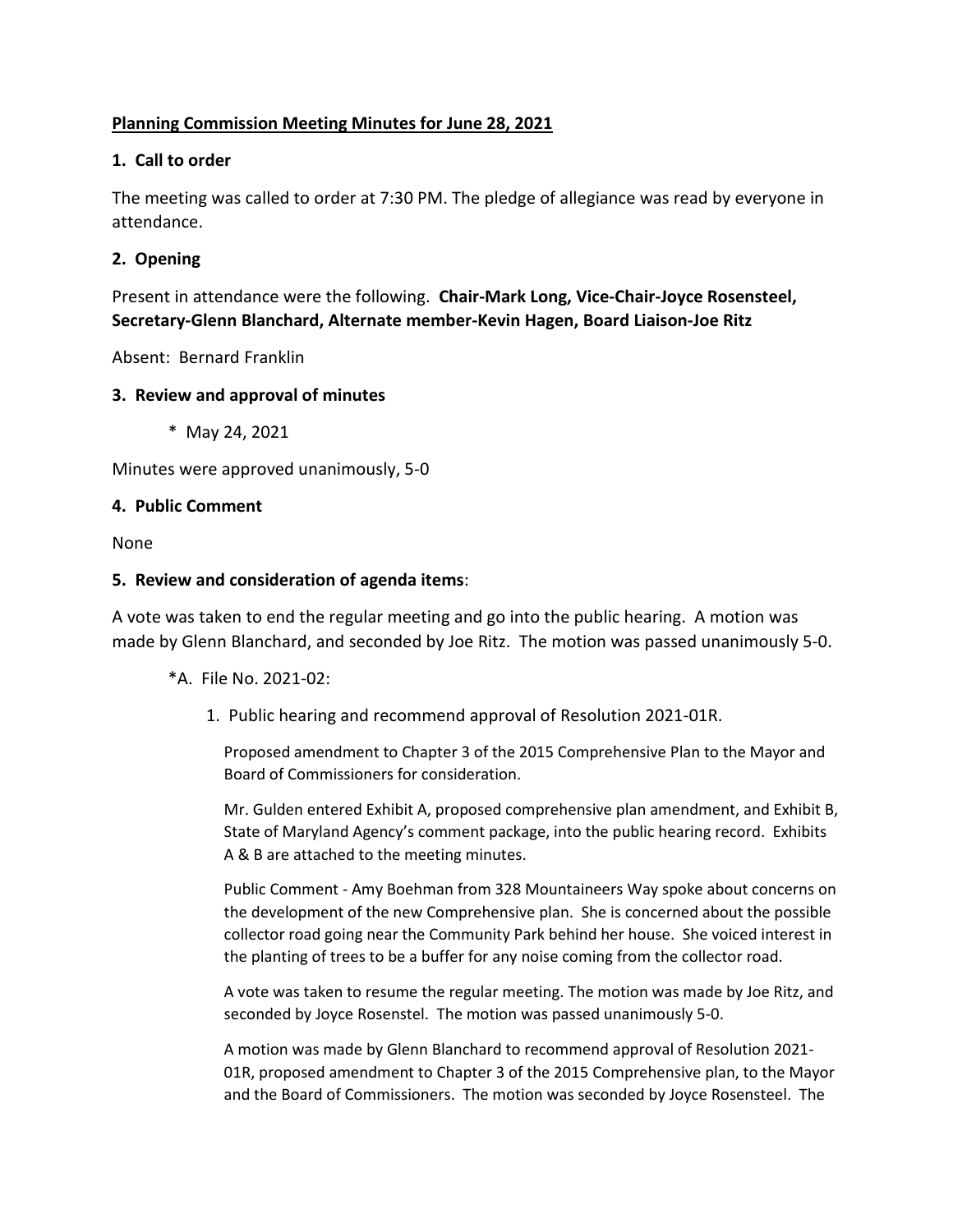## Planning Commission Meeting Minutes for June 28, 2021

### 1. Call to order

The meeting was called to order at 7:30 PM. The pledge of allegiance was read by everyone in attendance.

### 2. Opening

Present in attendance were the following. **Chair-Mark Long, Vice-Chair-Joyce Rosensteel, Secretary-Glenn Blanchard, Alternate member-Kevin Hagen, Board Liaison-Joe Ritz**

Absent: Bernard Franklin

### 3. Review and approval of minutes

* May 24, 2021

Minutes were approved unanimously, 5-0

### 4. Public Comment

None

### 5. Review and consideration of agenda items:

A vote was taken to end the regular meeting and go into the public hearing. A motion was made by Glenn Blanchard, and seconded by Joe Ritz. The motion was passed unanimously 5-0.

*A. File No. 2021-02:

1. Public hearing and recommend approval of Resolution 2021-01R.

   Proposed amendment to Chapter 3 of the 2015 Comprehensive Plan to the Mayor and Board of Commissioners for consideration.

   Mr. Gulden entered Exhibit A, proposed comprehensive plan amendment, and Exhibit B, State of Maryland Agency's comment package, into the public hearing record. Exhibits A & B are attached to the meeting minutes.

   Public Comment - Amy Boehman from 328 Mountaineers Way spoke about concerns on the development of the new Comprehensive plan. She is concerned about the possible collector road going near the Community Park behind her house. She voiced interest in the planting of trees to be a buffer for any noise coming from the collector road.

   A vote was taken to resume the regular meeting. The motion was made by Joe Ritz, and seconded by Joyce Rosenstel. The motion was passed unanimously 5-0.

   A motion was made by Glenn Blanchard to recommend approval of Resolution 2021-01R, proposed amendment to Chapter 3 of the 2015 Comprehensive plan, to the Mayor and the Board of Commissioners. The motion was seconded by Joyce Rosensteel. The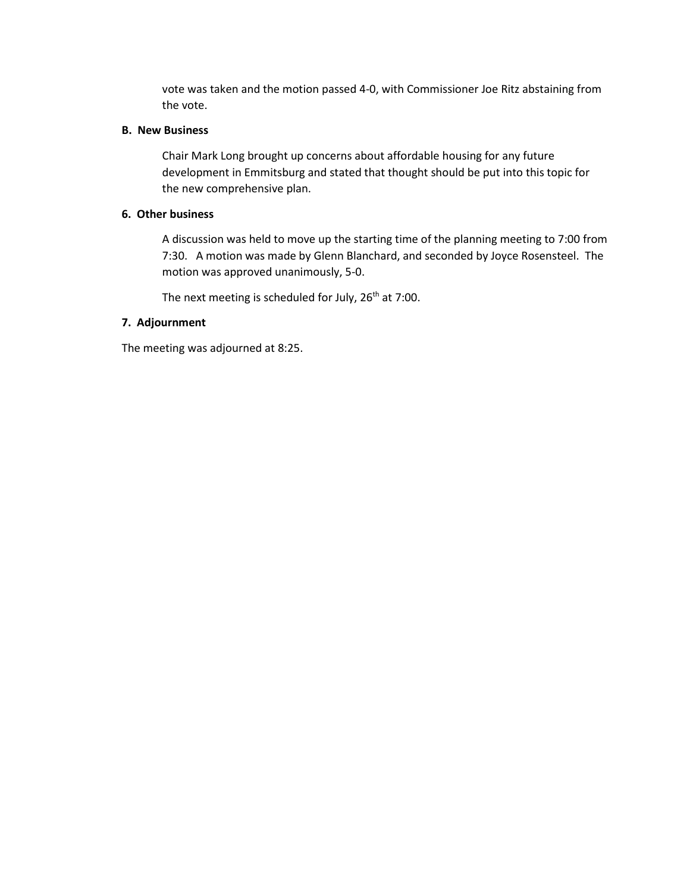vote was taken and the motion passed 4-0, with Commissioner Joe Ritz abstaining from the vote.

**B. New Business**

Chair Mark Long brought up concerns about affordable housing for any future development in Emmitsburg and stated that thought should be put into this topic for the new comprehensive plan.

**6. Other business**

A discussion was held to move up the starting time of the planning meeting to 7:00 from 7:30. A motion was made by Glenn Blanchard, and seconded by Joyce Rosensteel. The motion was approved unanimously, 5-0.

The next meeting is scheduled for July, 26th at 7:00.

**7. Adjournment**

The meeting was adjourned at 8:25.